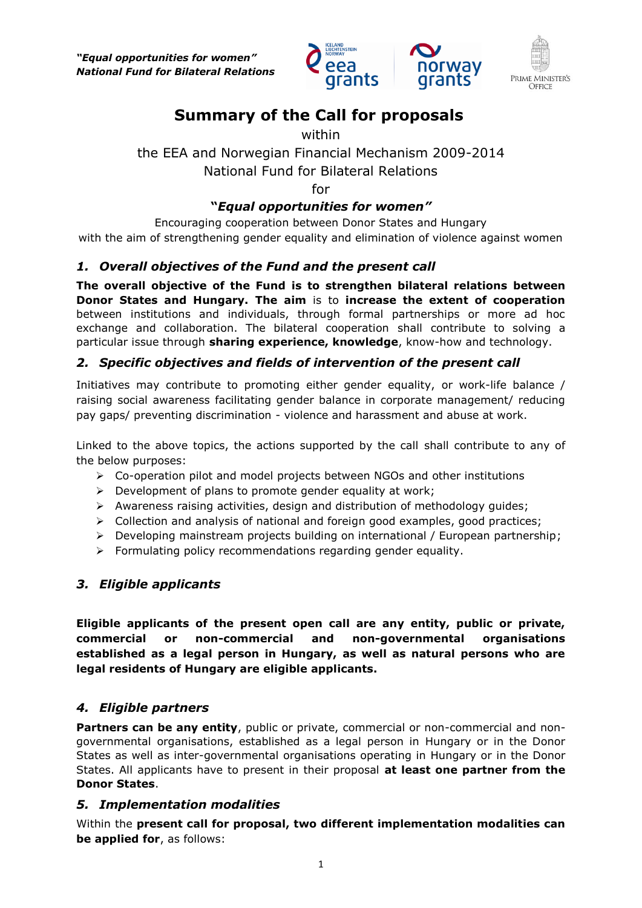*"Equal opportunities for women"*
***National Fund for Bilateral Relations***

# Summary of the Call for proposals

within

the EEA and Norwegian Financial Mechanism 2009-2014

National Fund for Bilateral Relations

for

***"Equal opportunities for women"***

Encouraging cooperation between Donor States and Hungary
with the aim of strengthening gender equality and elimination of violence against women

## *1. Overall objectives of the Fund and the present call*

**The overall objective of the Fund is to strengthen bilateral relations between Donor States and Hungary. The aim** is to **increase the extent of cooperation** between institutions and individuals, through formal partnerships or more ad hoc exchange and collaboration. The bilateral cooperation shall contribute to solving a particular issue through **sharing experience, knowledge**, know-how and technology.

## *2. Specific objectives and fields of intervention of the present call*

Initiatives may contribute to promoting either gender equality, or work-life balance / raising social awareness facilitating gender balance in corporate management/ reducing pay gaps/ preventing discrimination - violence and harassment and abuse at work.

Linked to the above topics, the actions supported by the call shall contribute to any of the below purposes:

- Co-operation pilot and model projects between NGOs and other institutions
- Development of plans to promote gender equality at work;
- Awareness raising activities, design and distribution of methodology guides;
- Collection and analysis of national and foreign good examples, good practices;
- Developing mainstream projects building on international / European partnership;
- Formulating policy recommendations regarding gender equality.

## *3. Eligible applicants*

**Eligible applicants of the present open call are any entity, public or private, commercial or non-commercial and non-governmental organisations established as a legal person in Hungary, as well as natural persons who are legal residents of Hungary are eligible applicants.**

## *4. Eligible partners*

**Partners can be any entity**, public or private, commercial or non-commercial and non-governmental organisations, established as a legal person in Hungary or in the Donor States as well as inter-governmental organisations operating in Hungary or in the Donor States. All applicants have to present in their proposal **at least one partner from the Donor States**.

## *5. Implementation modalities*

Within the **present call for proposal, two different implementation modalities can be applied for**, as follows: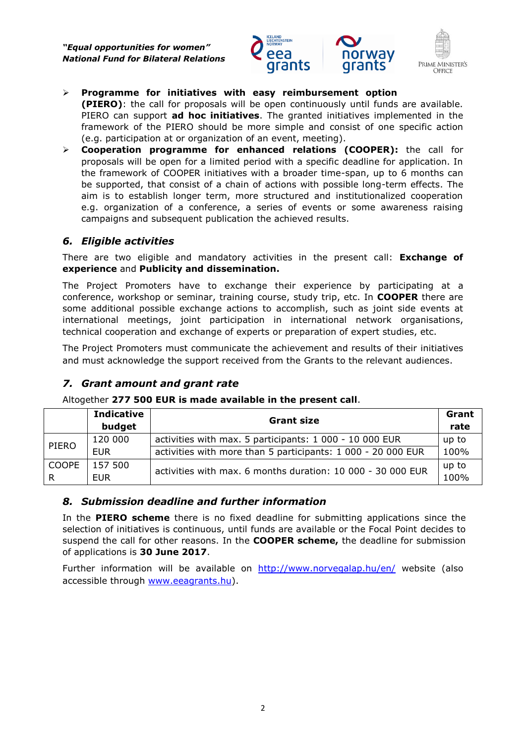- **Programme for initiatives with easy reimbursement option (PIERO)**: the call for proposals will be open continuously until funds are available. PIERO can support **ad hoc initiatives**. The granted initiatives implemented in the framework of the PIERO should be more simple and consist of one specific action (e.g. participation at or organization of an event, meeting).
- **Cooperation programme for enhanced relations (COOPER):** the call for proposals will be open for a limited period with a specific deadline for application. In the framework of COOPER initiatives with a broader time-span, up to 6 months can be supported, that consist of a chain of actions with possible long-term effects. The aim is to establish longer term, more structured and institutionalized cooperation e.g. organization of a conference, a series of events or some awareness raising campaigns and subsequent publication the achieved results.

## *6. Eligible activities*

There are two eligible and mandatory activities in the present call: **Exchange of experience** and **Publicity and dissemination.**

The Project Promoters have to exchange their experience by participating at a conference, workshop or seminar, training course, study trip, etc. In **COOPER** there are some additional possible exchange actions to accomplish, such as joint side events at international meetings, joint participation in international network organisations, technical cooperation and exchange of experts or preparation of expert studies, etc.

The Project Promoters must communicate the achievement and results of their initiatives and must acknowledge the support received from the Grants to the relevant audiences.

## *7. Grant amount and grant rate*

Altogether **277 500 EUR is made available in the present call**.

| | Indicative budget | Grant size | Grant rate |
|---|---|---|---|
| PIERO | 120 000 EUR | activities with max. 5 participants: 1 000 - 10 000 EUR | up to 100% |
| | | activities with more than 5 participants: 1 000 - 20 000 EUR | |
| COOPER | 157 500 EUR | activities with max. 6 months duration: 10 000 - 30 000 EUR | up to 100% |

## *8. Submission deadline and further information*

In the **PIERO scheme** there is no fixed deadline for submitting applications since the selection of initiatives is continuous, until funds are available or the Focal Point decides to suspend the call for other reasons. In the **COOPER scheme,** the deadline for submission of applications is **30 June 2017**.

Further information will be available on http://www.norvegalap.hu/en/ website (also accessible through www.eeagrants.hu).